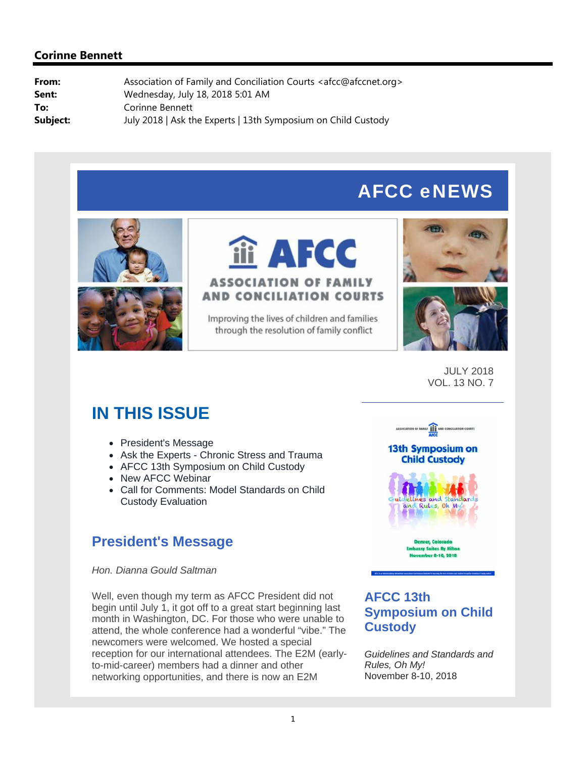**Corinne Bennett**

|  |  |
|---|---|
| **From:** | Association of Family and Conciliation Courts <afcc@afccnet.org> |
| **Sent:** | Wednesday, July 18, 2018 5:01 AM |
| **To:** | Corinne Bennett |
| **Subject:** | July 2018 \| Ask the Experts \| 13th Symposium on Child Custody |

# AFCC eNEWS

AFCC

ASSOCIATION OF FAMILY AND CONCILIATION COURTS

Improving the lives of children and families through the resolution of family conflict

JULY 2018
VOL. 13 NO. 7

## IN THIS ISSUE

- President's Message
- Ask the Experts - Chronic Stress and Trauma
- AFCC 13th Symposium on Child Custody
- New AFCC Webinar
- Call for Comments: Model Standards on Child Custody Evaluation

## President's Message

*Hon. Dianna Gould Saltman*

Well, even though my term as AFCC President did not begin until July 1, it got off to a great start beginning last month in Washington, DC. For those who were unable to attend, the whole conference had a wonderful "vibe." The newcomers were welcomed. We hosted a special reception for our international attendees. The E2M (early-to-mid-career) members had a dinner and other networking opportunities, and there is now an E2M

Association of Family and Conciliation Courts AFCC

13th Symposium on Child Custody

Guidelines and Standards and Rules, Oh My!

Denver, Colorado
Embassy Suites By Hilton
November 8-10, 2018

## AFCC 13th Symposium on Child Custody

*Guidelines and Standards and Rules, Oh My!*
November 8-10, 2018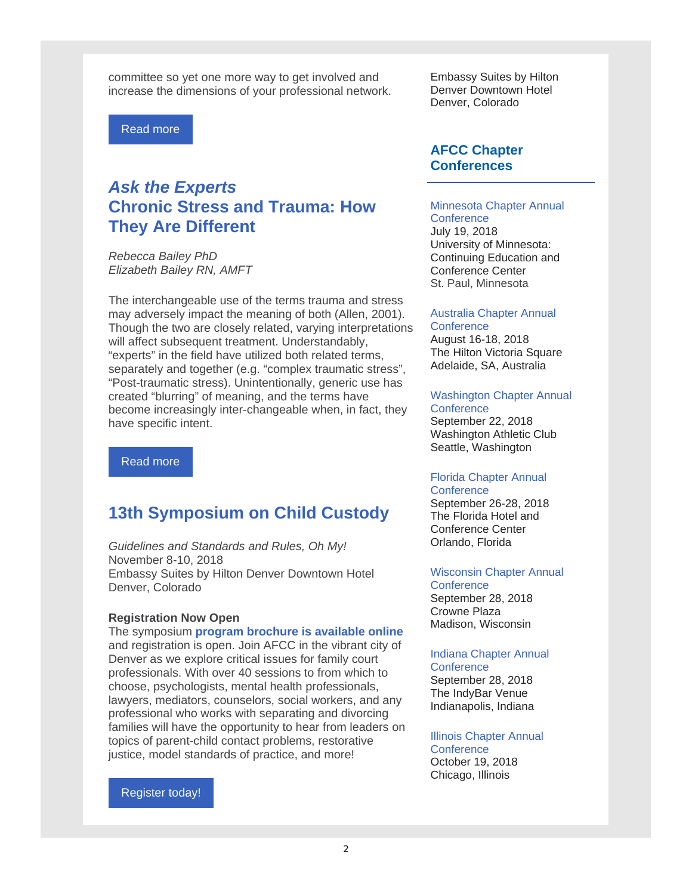committee so yet one more way to get involved and increase the dimensions of your professional network.

Read more

## *Ask the Experts*
## Chronic Stress and Trauma: How They Are Different

*Rebecca Bailey PhD*
*Elizabeth Bailey RN, AMFT*

The interchangeable use of the terms trauma and stress may adversely impact the meaning of both (Allen, 2001). Though the two are closely related, varying interpretations will affect subsequent treatment. Understandably, "experts" in the field have utilized both related terms, separately and together (e.g. "complex traumatic stress", "Post-traumatic stress). Unintentionally, generic use has created "blurring" of meaning, and the terms have become increasingly inter-changeable when, in fact, they have specific intent.

Read more

## 13th Symposium on Child Custody

*Guidelines and Standards and Rules, Oh My!*
November 8-10, 2018
Embassy Suites by Hilton Denver Downtown Hotel
Denver, Colorado

**Registration Now Open**
The symposium **program brochure is available online** and registration is open. Join AFCC in the vibrant city of Denver as we explore critical issues for family court professionals. With over 40 sessions to from which to choose, psychologists, mental health professionals, lawyers, mediators, counselors, social workers, and any professional who works with separating and divorcing families will have the opportunity to hear from leaders on topics of parent-child contact problems, restorative justice, model standards of practice, and more!

Register today!

Embassy Suites by Hilton
Denver Downtown Hotel
Denver, Colorado

## AFCC Chapter Conferences

Minnesota Chapter Annual Conference
July 19, 2018
University of Minnesota: Continuing Education and Conference Center
St. Paul, Minnesota

Australia Chapter Annual Conference
August 16-18, 2018
The Hilton Victoria Square
Adelaide, SA, Australia

Washington Chapter Annual Conference
September 22, 2018
Washington Athletic Club
Seattle, Washington

Florida Chapter Annual Conference
September 26-28, 2018
The Florida Hotel and Conference Center
Orlando, Florida

Wisconsin Chapter Annual Conference
September 28, 2018
Crowne Plaza
Madison, Wisconsin

Indiana Chapter Annual Conference
September 28, 2018
The IndyBar Venue
Indianapolis, Indiana

Illinois Chapter Annual Conference
October 19, 2018
Chicago, Illinois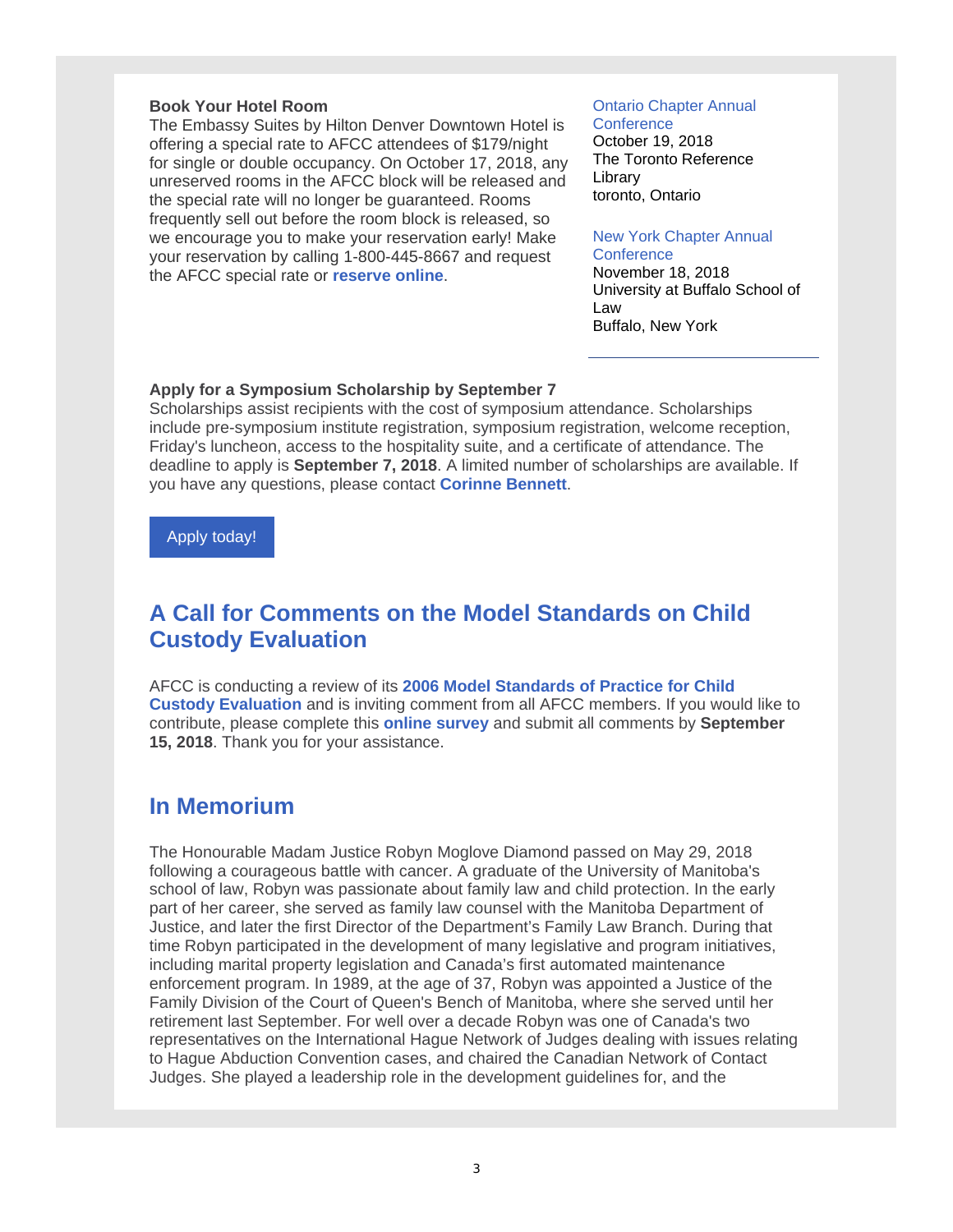**Book Your Hotel Room**
The Embassy Suites by Hilton Denver Downtown Hotel is offering a special rate to AFCC attendees of $179/night for single or double occupancy. On October 17, 2018, any unreserved rooms in the AFCC block will be released and the special rate will no longer be guaranteed. Rooms frequently sell out before the room block is released, so we encourage you to make your reservation early! Make your reservation by calling 1-800-445-8667 and request the AFCC special rate or **reserve online**.

Ontario Chapter Annual Conference
October 19, 2018
The Toronto Reference Library
toronto, Ontario

New York Chapter Annual Conference
November 18, 2018
University at Buffalo School of Law
Buffalo, New York

---

**Apply for a Symposium Scholarship by September 7**
Scholarships assist recipients with the cost of symposium attendance. Scholarships include pre-symposium institute registration, symposium registration, welcome reception, Friday's luncheon, access to the hospitality suite, and a certificate of attendance. The deadline to apply is **September 7, 2018**. A limited number of scholarships are available. If you have any questions, please contact **Corinne Bennett**.

Apply today!

## A Call for Comments on the Model Standards on Child Custody Evaluation

AFCC is conducting a review of its **2006 Model Standards of Practice for Child Custody Evaluation** and is inviting comment from all AFCC members. If you would like to contribute, please complete this **online survey** and submit all comments by **September 15, 2018**. Thank you for your assistance.

## In Memorium

The Honourable Madam Justice Robyn Moglove Diamond passed on May 29, 2018 following a courageous battle with cancer. A graduate of the University of Manitoba's school of law, Robyn was passionate about family law and child protection. In the early part of her career, she served as family law counsel with the Manitoba Department of Justice, and later the first Director of the Department's Family Law Branch. During that time Robyn participated in the development of many legislative and program initiatives, including marital property legislation and Canada's first automated maintenance enforcement program. In 1989, at the age of 37, Robyn was appointed a Justice of the Family Division of the Court of Queen's Bench of Manitoba, where she served until her retirement last September. For well over a decade Robyn was one of Canada's two representatives on the International Hague Network of Judges dealing with issues relating to Hague Abduction Convention cases, and chaired the Canadian Network of Contact Judges. She played a leadership role in the development guidelines for, and the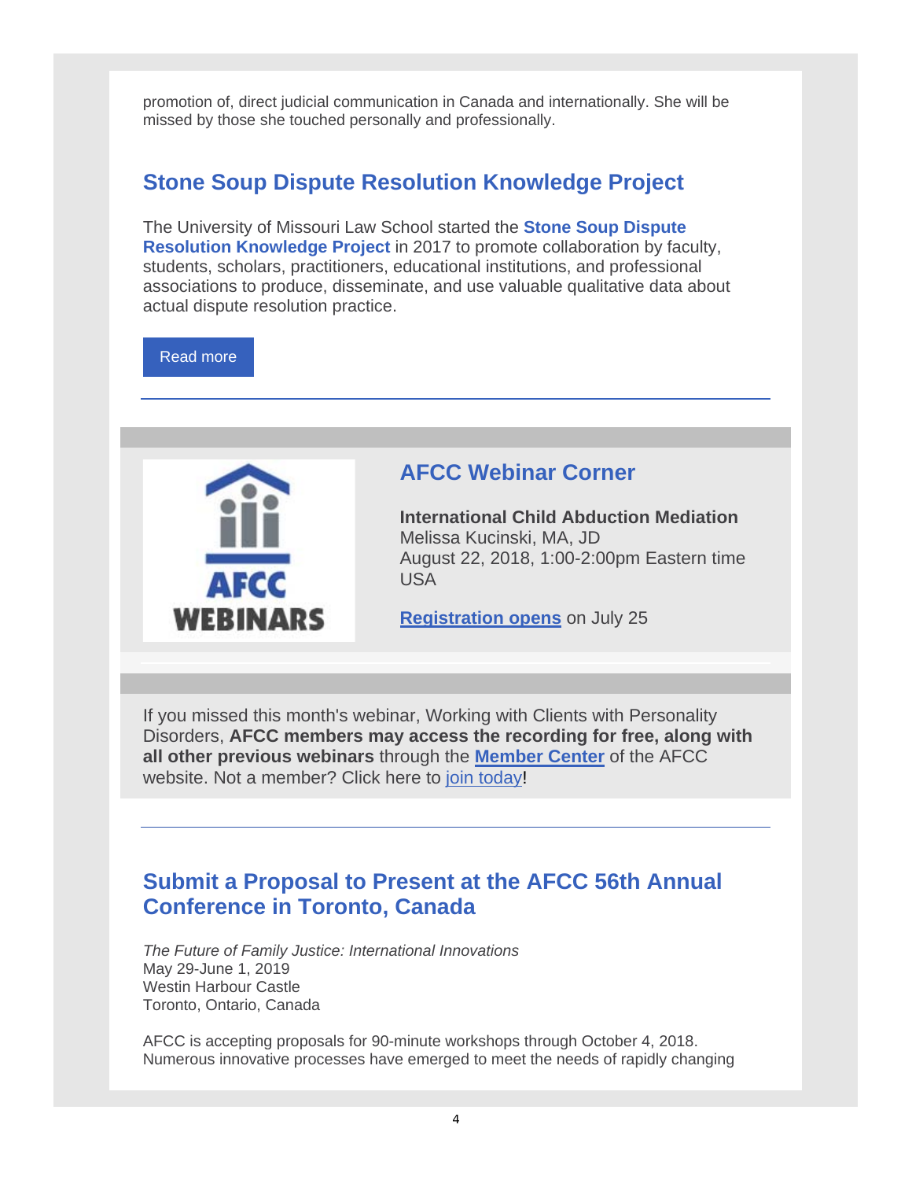promotion of, direct judicial communication in Canada and internationally. She will be missed by those she touched personally and professionally.

## Stone Soup Dispute Resolution Knowledge Project

The University of Missouri Law School started the **Stone Soup Dispute Resolution Knowledge Project** in 2017 to promote collaboration by faculty, students, scholars, practitioners, educational institutions, and professional associations to produce, disseminate, and use valuable qualitative data about actual dispute resolution practice.

Read more

---

## AFCC Webinar Corner

**International Child Abduction Mediation**
Melissa Kucinski, MA, JD
August 22, 2018, 1:00-2:00pm Eastern time USA

**Registration opens** on July 25

If you missed this month's webinar, Working with Clients with Personality Disorders, **AFCC members may access the recording for free, along with all other previous webinars** through the **Member Center** of the AFCC website. Not a member? Click here to join today!

---

## Submit a Proposal to Present at the AFCC 56th Annual Conference in Toronto, Canada

*The Future of Family Justice: International Innovations*
May 29-June 1, 2019
Westin Harbour Castle
Toronto, Ontario, Canada

AFCC is accepting proposals for 90-minute workshops through October 4, 2018. Numerous innovative processes have emerged to meet the needs of rapidly changing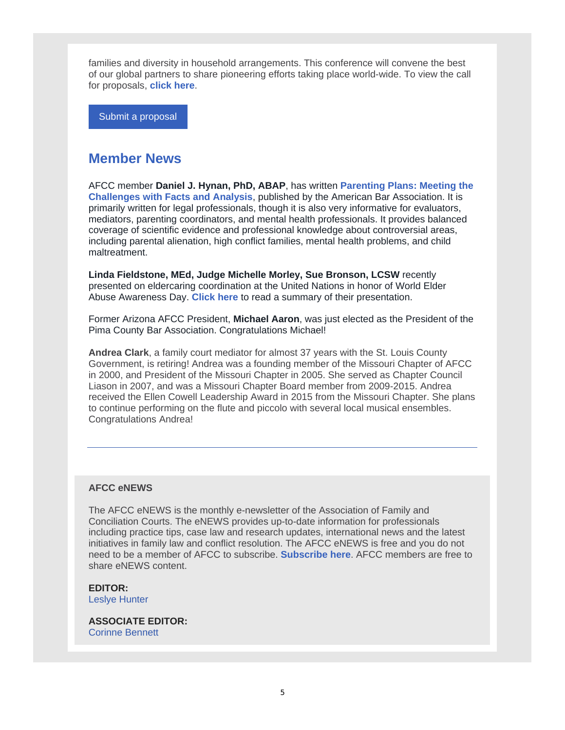families and diversity in household arrangements. This conference will convene the best of our global partners to share pioneering efforts taking place world-wide. To view the call for proposals, **click here**.

Submit a proposal

## Member News

AFCC member **Daniel J. Hynan, PhD, ABAP**, has written **Parenting Plans: Meeting the Challenges with Facts and Analysis**, published by the American Bar Association. It is primarily written for legal professionals, though it is also very informative for evaluators, mediators, parenting coordinators, and mental health professionals. It provides balanced coverage of scientific evidence and professional knowledge about controversial areas, including parental alienation, high conflict families, mental health problems, and child maltreatment.

**Linda Fieldstone, MEd, Judge Michelle Morley, Sue Bronson, LCSW** recently presented on eldercaring coordination at the United Nations in honor of World Elder Abuse Awareness Day. **Click here** to read a summary of their presentation.

Former Arizona AFCC President, **Michael Aaron**, was just elected as the President of the Pima County Bar Association. Congratulations Michael!

**Andrea Clark**, a family court mediator for almost 37 years with the St. Louis County Government, is retiring! Andrea was a founding member of the Missouri Chapter of AFCC in 2000, and President of the Missouri Chapter in 2005. She served as Chapter Council Liason in 2007, and was a Missouri Chapter Board member from 2009-2015. Andrea received the Ellen Cowell Leadership Award in 2015 from the Missouri Chapter. She plans to continue performing on the flute and piccolo with several local musical ensembles. Congratulations Andrea!

---

**AFCC eNEWS**

The AFCC eNEWS is the monthly e-newsletter of the Association of Family and Conciliation Courts. The eNEWS provides up-to-date information for professionals including practice tips, case law and research updates, international news and the latest initiatives in family law and conflict resolution. The AFCC eNEWS is free and you do not need to be a member of AFCC to subscribe. **Subscribe here**. AFCC members are free to share eNEWS content.

**EDITOR:**
Leslye Hunter

**ASSOCIATE EDITOR:**
Corinne Bennett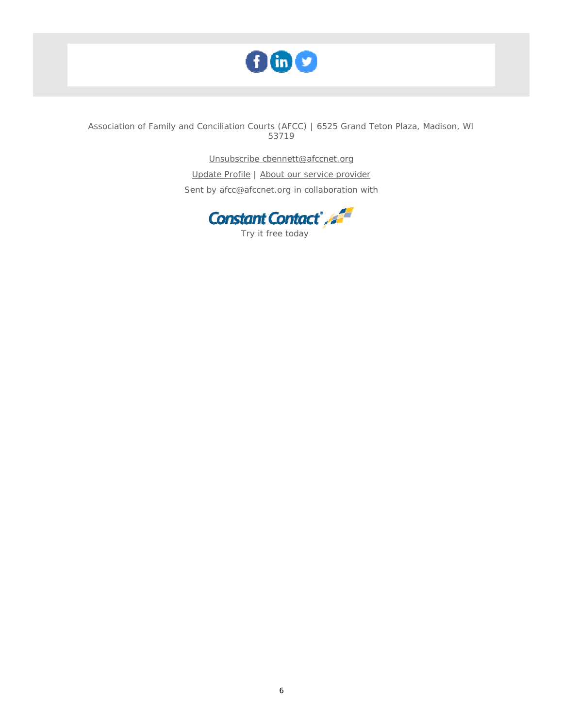Association of Family and Conciliation Courts (AFCC) | 6525 Grand Teton Plaza, Madison, WI 53719

Unsubscribe cbennett@afccnet.org

Update Profile | About our service provider

Sent by afcc@afccnet.org in collaboration with

Constant Contact

Try it free today